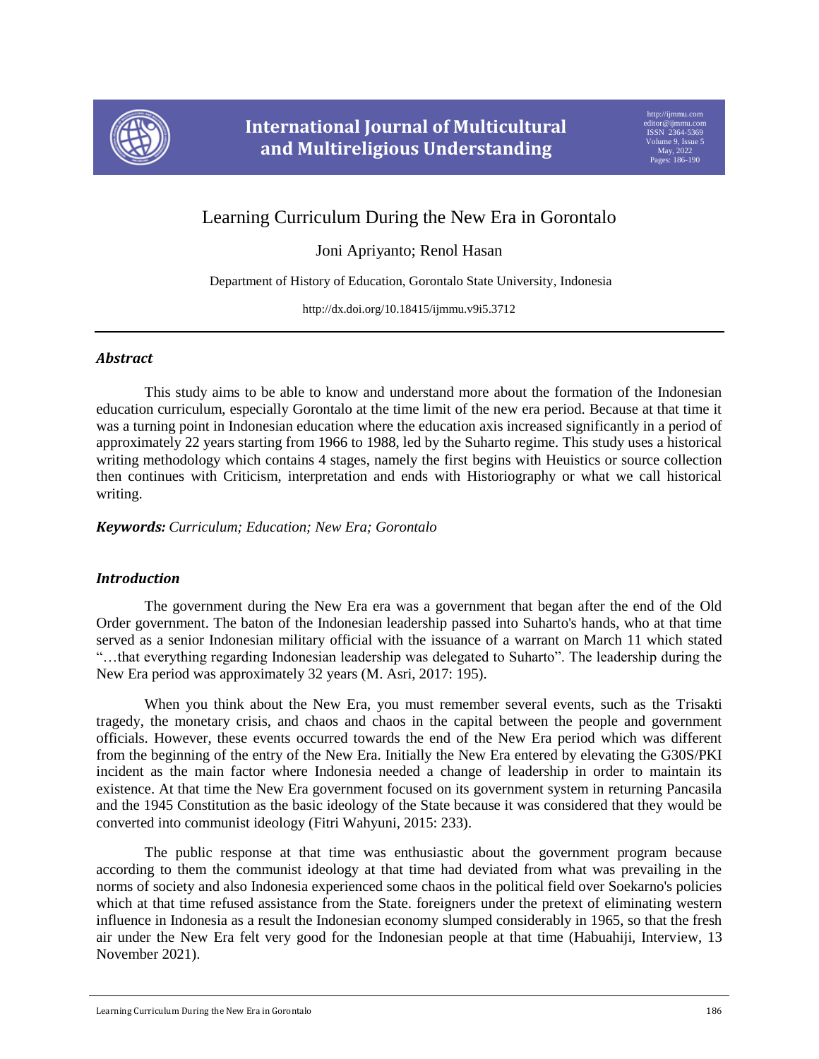# Learning Curriculum During the New Era in Gorontalo

Joni Apriyanto; Renol Hasan

Department of History of Education, Gorontalo State University, Indonesia

http://dx.doi.org/10.18415/ijmmu.v9i5.3712

---

### *Abstract*

This study aims to be able to know and understand more about the formation of the Indonesian education curriculum, especially Gorontalo at the time limit of the new era period. Because at that time it was a turning point in Indonesian education where the education axis increased significantly in a period of approximately 22 years starting from 1966 to 1988, led by the Suharto regime. This study uses a historical writing methodology which contains 4 stages, namely the first begins with Heuistics or source collection then continues with Criticism, interpretation and ends with Historiography or what we call historical writing.

***Keywords:*** *Curriculum; Education; New Era; Gorontalo*

### *Introduction*

The government during the New Era era was a government that began after the end of the Old Order government. The baton of the Indonesian leadership passed into Suharto's hands, who at that time served as a senior Indonesian military official with the issuance of a warrant on March 11 which stated "…that everything regarding Indonesian leadership was delegated to Suharto". The leadership during the New Era period was approximately 32 years (M. Asri, 2017: 195).

When you think about the New Era, you must remember several events, such as the Trisakti tragedy, the monetary crisis, and chaos and chaos in the capital between the people and government officials. However, these events occurred towards the end of the New Era period which was different from the beginning of the entry of the New Era. Initially the New Era entered by elevating the G30S/PKI incident as the main factor where Indonesia needed a change of leadership in order to maintain its existence. At that time the New Era government focused on its government system in returning Pancasila and the 1945 Constitution as the basic ideology of the State because it was considered that they would be converted into communist ideology (Fitri Wahyuni, 2015: 233).

The public response at that time was enthusiastic about the government program because according to them the communist ideology at that time had deviated from what was prevailing in the norms of society and also Indonesia experienced some chaos in the political field over Soekarno's policies which at that time refused assistance from the State. foreigners under the pretext of eliminating western influence in Indonesia as a result the Indonesian economy slumped considerably in 1965, so that the fresh air under the New Era felt very good for the Indonesian people at that time (Habuahiji, Interview, 13 November 2021).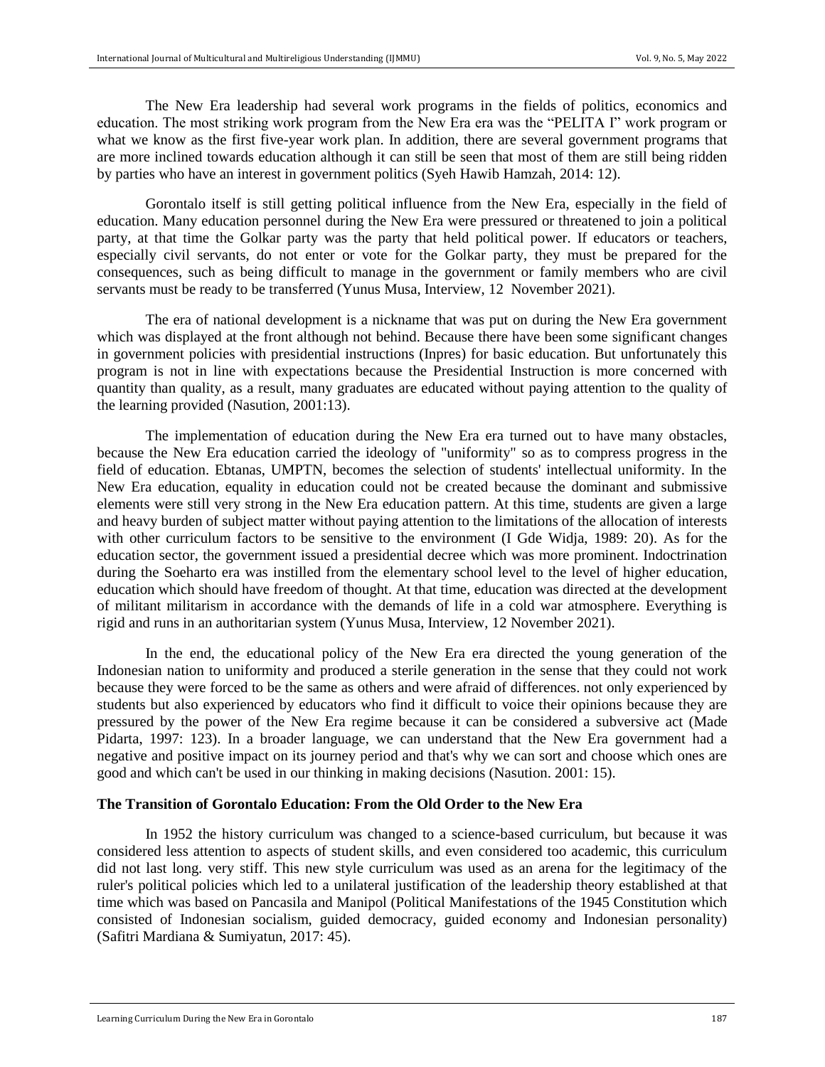The New Era leadership had several work programs in the fields of politics, economics and education. The most striking work program from the New Era era was the "PELITA I" work program or what we know as the first five-year work plan. In addition, there are several government programs that are more inclined towards education although it can still be seen that most of them are still being ridden by parties who have an interest in government politics (Syeh Hawib Hamzah, 2014: 12).

Gorontalo itself is still getting political influence from the New Era, especially in the field of education. Many education personnel during the New Era were pressured or threatened to join a political party, at that time the Golkar party was the party that held political power. If educators or teachers, especially civil servants, do not enter or vote for the Golkar party, they must be prepared for the consequences, such as being difficult to manage in the government or family members who are civil servants must be ready to be transferred (Yunus Musa, Interview, 12 November 2021).

The era of national development is a nickname that was put on during the New Era government which was displayed at the front although not behind. Because there have been some significant changes in government policies with presidential instructions (Inpres) for basic education. But unfortunately this program is not in line with expectations because the Presidential Instruction is more concerned with quantity than quality, as a result, many graduates are educated without paying attention to the quality of the learning provided (Nasution, 2001:13).

The implementation of education during the New Era era turned out to have many obstacles, because the New Era education carried the ideology of "uniformity" so as to compress progress in the field of education. Ebtanas, UMPTN, becomes the selection of students' intellectual uniformity. In the New Era education, equality in education could not be created because the dominant and submissive elements were still very strong in the New Era education pattern. At this time, students are given a large and heavy burden of subject matter without paying attention to the limitations of the allocation of interests with other curriculum factors to be sensitive to the environment (I Gde Widja, 1989: 20). As for the education sector, the government issued a presidential decree which was more prominent. Indoctrination during the Soeharto era was instilled from the elementary school level to the level of higher education, education which should have freedom of thought. At that time, education was directed at the development of militant militarism in accordance with the demands of life in a cold war atmosphere. Everything is rigid and runs in an authoritarian system (Yunus Musa, Interview, 12 November 2021).

In the end, the educational policy of the New Era era directed the young generation of the Indonesian nation to uniformity and produced a sterile generation in the sense that they could not work because they were forced to be the same as others and were afraid of differences. not only experienced by students but also experienced by educators who find it difficult to voice their opinions because they are pressured by the power of the New Era regime because it can be considered a subversive act (Made Pidarta, 1997: 123). In a broader language, we can understand that the New Era government had a negative and positive impact on its journey period and that's why we can sort and choose which ones are good and which can't be used in our thinking in making decisions (Nasution. 2001: 15).

### The Transition of Gorontalo Education: From the Old Order to the New Era

In 1952 the history curriculum was changed to a science-based curriculum, but because it was considered less attention to aspects of student skills, and even considered too academic, this curriculum did not last long. very stiff. This new style curriculum was used as an arena for the legitimacy of the ruler's political policies which led to a unilateral justification of the leadership theory established at that time which was based on Pancasila and Manipol (Political Manifestations of the 1945 Constitution which consisted of Indonesian socialism, guided democracy, guided economy and Indonesian personality) (Safitri Mardiana & Sumiyatun, 2017: 45).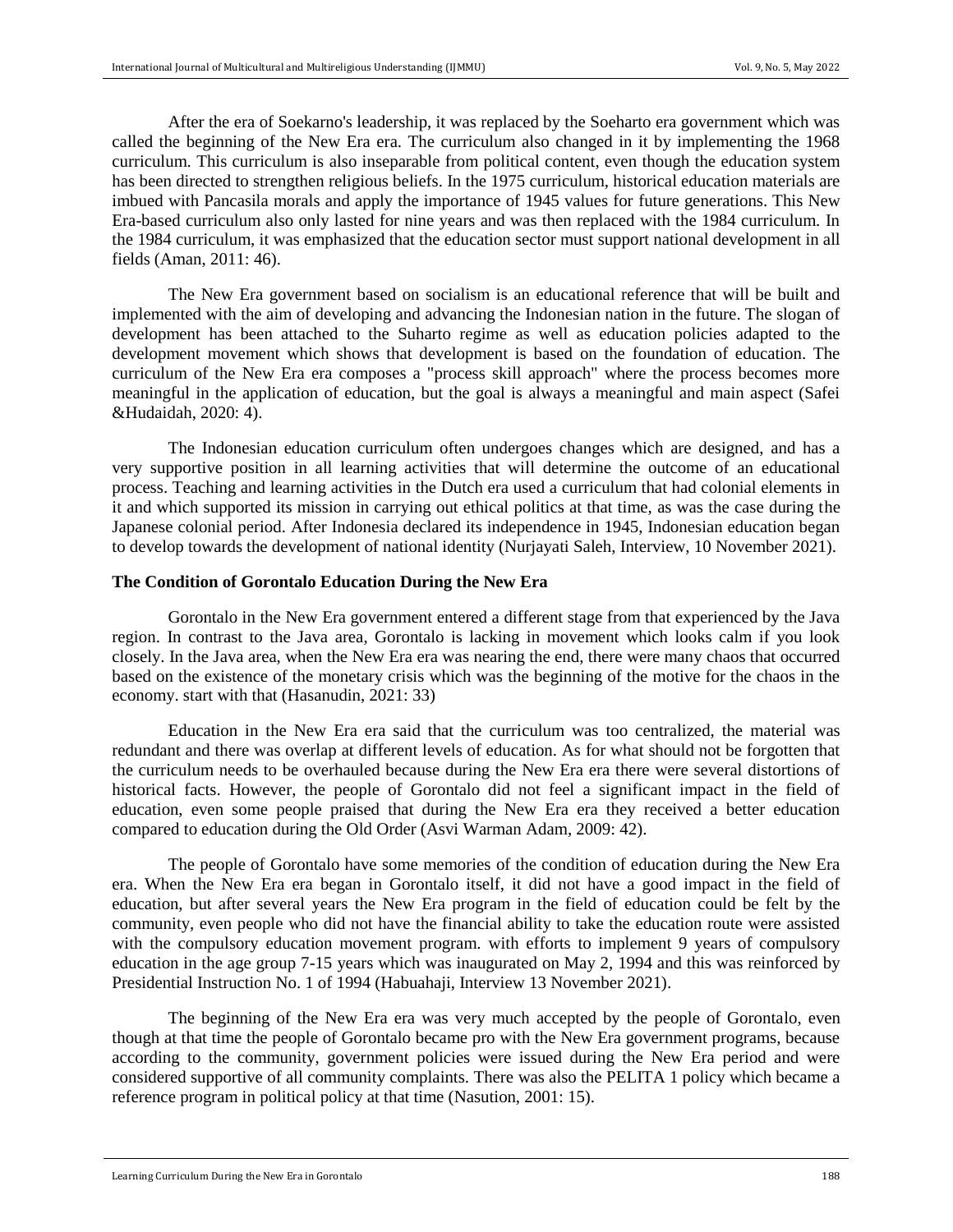After the era of Soekarno's leadership, it was replaced by the Soeharto era government which was called the beginning of the New Era era. The curriculum also changed in it by implementing the 1968 curriculum. This curriculum is also inseparable from political content, even though the education system has been directed to strengthen religious beliefs. In the 1975 curriculum, historical education materials are imbued with Pancasila morals and apply the importance of 1945 values for future generations. This New Era-based curriculum also only lasted for nine years and was then replaced with the 1984 curriculum. In the 1984 curriculum, it was emphasized that the education sector must support national development in all fields (Aman, 2011: 46).

The New Era government based on socialism is an educational reference that will be built and implemented with the aim of developing and advancing the Indonesian nation in the future. The slogan of development has been attached to the Suharto regime as well as education policies adapted to the development movement which shows that development is based on the foundation of education. The curriculum of the New Era era composes a "process skill approach" where the process becomes more meaningful in the application of education, but the goal is always a meaningful and main aspect (Safei &Hudaidah, 2020: 4).

The Indonesian education curriculum often undergoes changes which are designed, and has a very supportive position in all learning activities that will determine the outcome of an educational process. Teaching and learning activities in the Dutch era used a curriculum that had colonial elements in it and which supported its mission in carrying out ethical politics at that time, as was the case during the Japanese colonial period. After Indonesia declared its independence in 1945, Indonesian education began to develop towards the development of national identity (Nurjayati Saleh, Interview, 10 November 2021).

### The Condition of Gorontalo Education During the New Era

Gorontalo in the New Era government entered a different stage from that experienced by the Java region. In contrast to the Java area, Gorontalo is lacking in movement which looks calm if you look closely. In the Java area, when the New Era era was nearing the end, there were many chaos that occurred based on the existence of the monetary crisis which was the beginning of the motive for the chaos in the economy. start with that (Hasanudin, 2021: 33)

Education in the New Era era said that the curriculum was too centralized, the material was redundant and there was overlap at different levels of education. As for what should not be forgotten that the curriculum needs to be overhauled because during the New Era era there were several distortions of historical facts. However, the people of Gorontalo did not feel a significant impact in the field of education, even some people praised that during the New Era era they received a better education compared to education during the Old Order (Asvi Warman Adam, 2009: 42).

The people of Gorontalo have some memories of the condition of education during the New Era era. When the New Era era began in Gorontalo itself, it did not have a good impact in the field of education, but after several years the New Era program in the field of education could be felt by the community, even people who did not have the financial ability to take the education route were assisted with the compulsory education movement program. with efforts to implement 9 years of compulsory education in the age group 7-15 years which was inaugurated on May 2, 1994 and this was reinforced by Presidential Instruction No. 1 of 1994 (Habuahaji, Interview 13 November 2021).

The beginning of the New Era era was very much accepted by the people of Gorontalo, even though at that time the people of Gorontalo became pro with the New Era government programs, because according to the community, government policies were issued during the New Era period and were considered supportive of all community complaints. There was also the PELITA 1 policy which became a reference program in political policy at that time (Nasution, 2001: 15).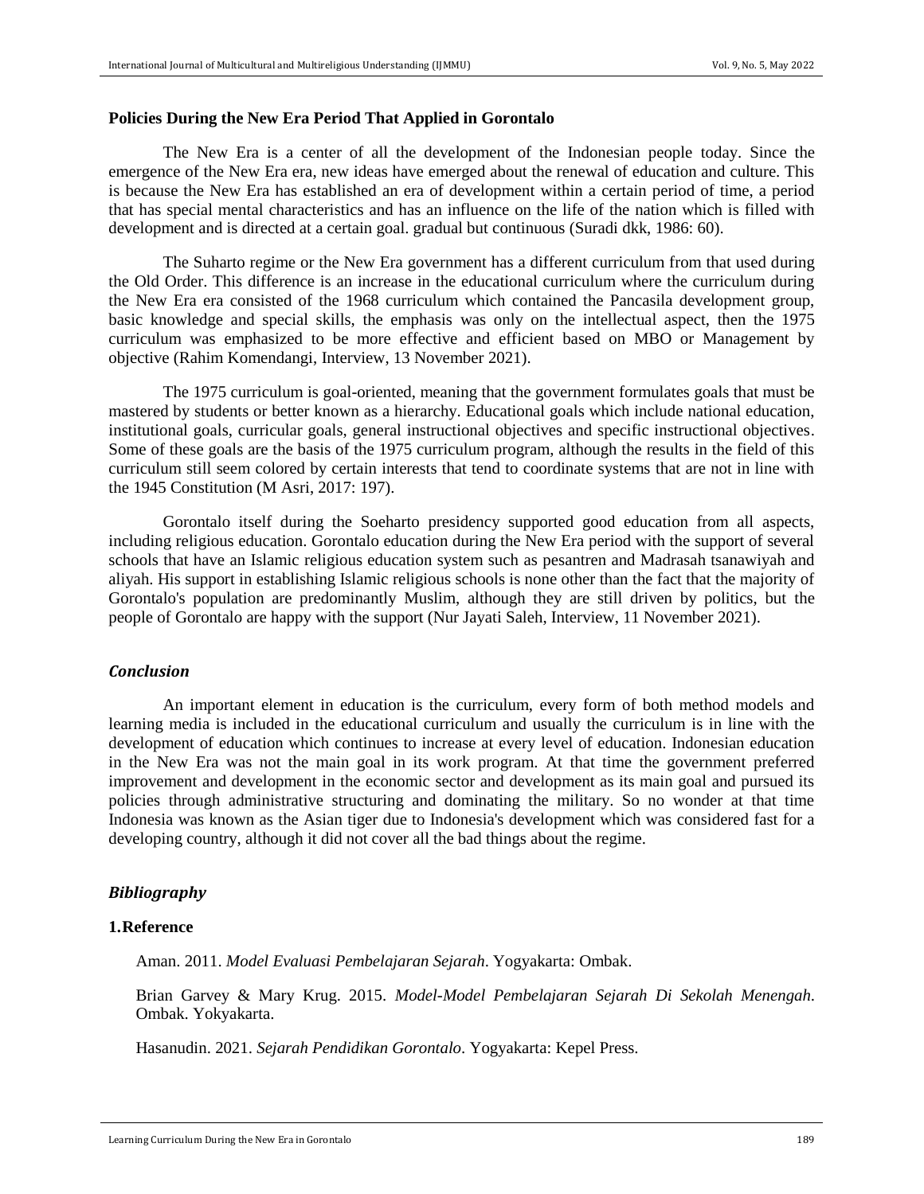### Policies During the New Era Period That Applied in Gorontalo

The New Era is a center of all the development of the Indonesian people today. Since the emergence of the New Era era, new ideas have emerged about the renewal of education and culture. This is because the New Era has established an era of development within a certain period of time, a period that has special mental characteristics and has an influence on the life of the nation which is filled with development and is directed at a certain goal. gradual but continuous (Suradi dkk, 1986: 60).

The Suharto regime or the New Era government has a different curriculum from that used during the Old Order. This difference is an increase in the educational curriculum where the curriculum during the New Era era consisted of the 1968 curriculum which contained the Pancasila development group, basic knowledge and special skills, the emphasis was only on the intellectual aspect, then the 1975 curriculum was emphasized to be more effective and efficient based on MBO or Management by objective (Rahim Komendangi, Interview, 13 November 2021).

The 1975 curriculum is goal-oriented, meaning that the government formulates goals that must be mastered by students or better known as a hierarchy. Educational goals which include national education, institutional goals, curricular goals, general instructional objectives and specific instructional objectives. Some of these goals are the basis of the 1975 curriculum program, although the results in the field of this curriculum still seem colored by certain interests that tend to coordinate systems that are not in line with the 1945 Constitution (M Asri, 2017: 197).

Gorontalo itself during the Soeharto presidency supported good education from all aspects, including religious education. Gorontalo education during the New Era period with the support of several schools that have an Islamic religious education system such as pesantren and Madrasah tsanawiyah and aliyah. His support in establishing Islamic religious schools is none other than the fact that the majority of Gorontalo's population are predominantly Muslim, although they are still driven by politics, but the people of Gorontalo are happy with the support (Nur Jayati Saleh, Interview, 11 November 2021).

## *Conclusion*

An important element in education is the curriculum, every form of both method models and learning media is included in the educational curriculum and usually the curriculum is in line with the development of education which continues to increase at every level of education. Indonesian education in the New Era was not the main goal in its work program. At that time the government preferred improvement and development in the economic sector and development as its main goal and pursued its policies through administrative structuring and dominating the military. So no wonder at that time Indonesia was known as the Asian tiger due to Indonesia's development which was considered fast for a developing country, although it did not cover all the bad things about the regime.

## *Bibliography*

### 1. Reference

Aman. 2011. *Model Evaluasi Pembelajaran Sejarah*. Yogyakarta: Ombak.

Brian Garvey & Mary Krug. 2015. *Model-Model Pembelajaran Sejarah Di Sekolah Menengah*. Ombak. Yokyakarta.

Hasanudin. 2021. *Sejarah Pendidikan Gorontalo*. Yogyakarta: Kepel Press.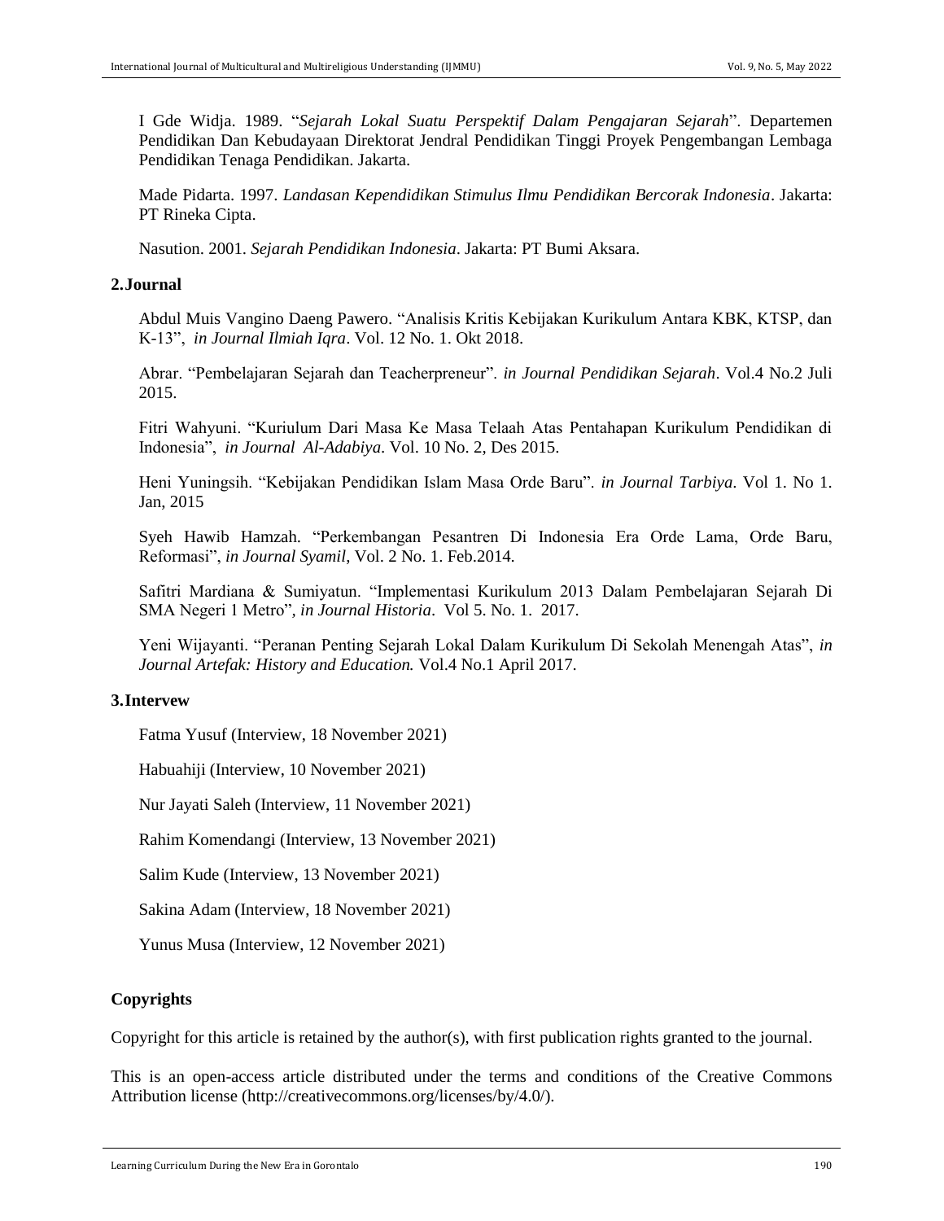I Gde Widja. 1989. "*Sejarah Lokal Suatu Perspektif Dalam Pengajaran Sejarah*". Departemen Pendidikan Dan Kebudayaan Direktorat Jendral Pendidikan Tinggi Proyek Pengembangan Lembaga Pendidikan Tenaga Pendidikan. Jakarta.

Made Pidarta. 1997. *Landasan Kependidikan Stimulus Ilmu Pendidikan Bercorak Indonesia*. Jakarta: PT Rineka Cipta.

Nasution. 2001. *Sejarah Pendidikan Indonesia*. Jakarta: PT Bumi Aksara.

**2. Journal**

Abdul Muis Vangino Daeng Pawero. "Analisis Kritis Kebijakan Kurikulum Antara KBK, KTSP, dan K-13", *in Journal Ilmiah Iqra*. Vol. 12 No. 1. Okt 2018.

Abrar. "Pembelajaran Sejarah dan Teacherpreneur". *in Journal Pendidikan Sejarah*. Vol.4 No.2 Juli 2015.

Fitri Wahyuni. "Kuriulum Dari Masa Ke Masa Telaah Atas Pentahapan Kurikulum Pendidikan di Indonesia", *in Journal Al-Adabiya*. Vol. 10 No. 2, Des 2015.

Heni Yuningsih. "Kebijakan Pendidikan Islam Masa Orde Baru". *in Journal Tarbiya*. Vol 1. No 1. Jan, 2015

Syeh Hawib Hamzah. "Perkembangan Pesantren Di Indonesia Era Orde Lama, Orde Baru, Reformasi", *in Journal Syamil*, Vol. 2 No. 1. Feb.2014.

Safitri Mardiana & Sumiyatun. "Implementasi Kurikulum 2013 Dalam Pembelajaran Sejarah Di SMA Negeri 1 Metro", *in Journal Historia*. Vol 5. No. 1. 2017.

Yeni Wijayanti. "Peranan Penting Sejarah Lokal Dalam Kurikulum Di Sekolah Menengah Atas", *in Journal Artefak: History and Education.* Vol.4 No.1 April 2017.

**3. Intervew**

Fatma Yusuf (Interview, 18 November 2021)

Habuahiji (Interview, 10 November 2021)

Nur Jayati Saleh (Interview, 11 November 2021)

Rahim Komendangi (Interview, 13 November 2021)

Salim Kude (Interview, 13 November 2021)

Sakina Adam (Interview, 18 November 2021)

Yunus Musa (Interview, 12 November 2021)

**Copyrights**

Copyright for this article is retained by the author(s), with first publication rights granted to the journal.

This is an open-access article distributed under the terms and conditions of the Creative Commons Attribution license (http://creativecommons.org/licenses/by/4.0/).